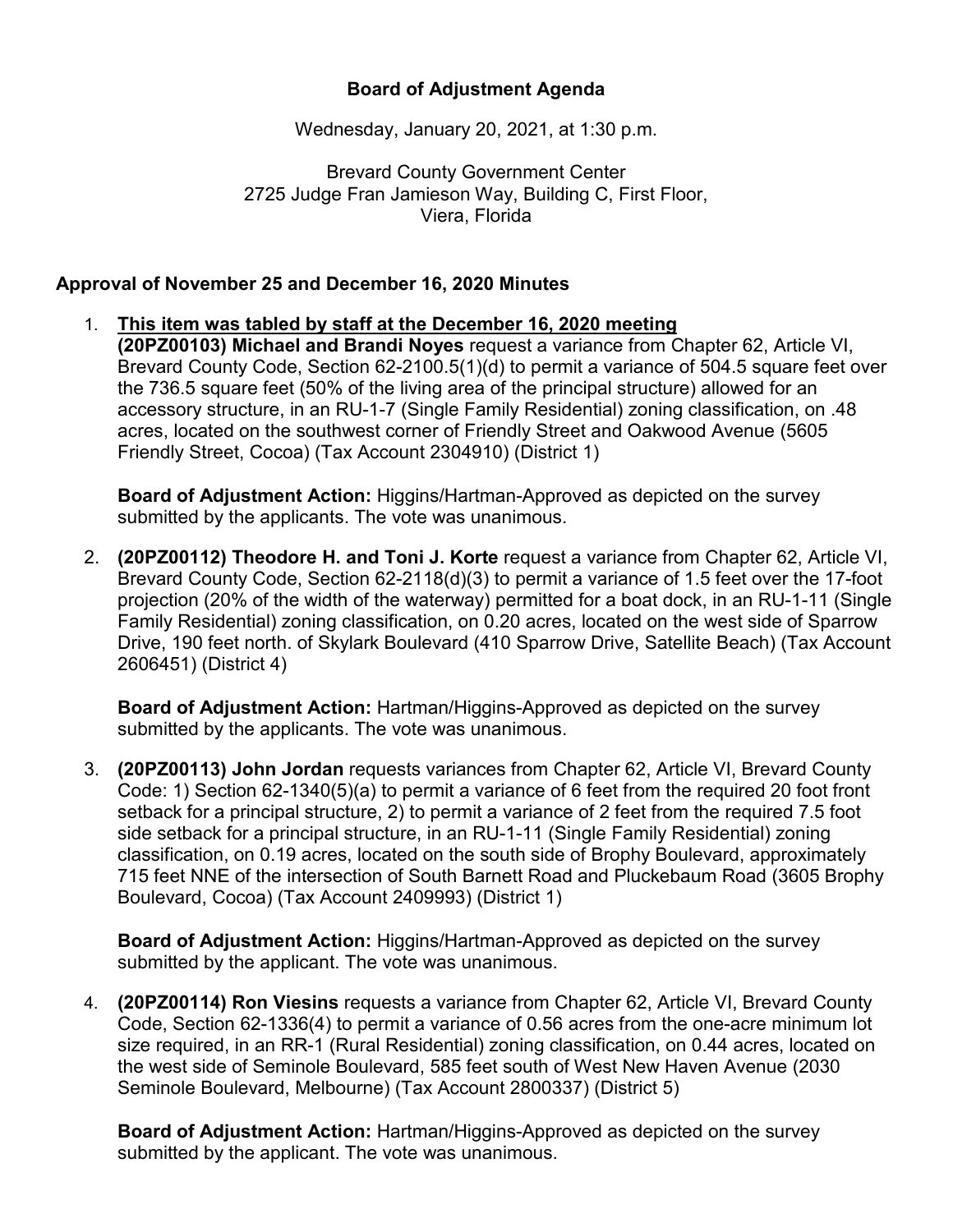# Board of Adjustment Agenda

Wednesday, January 20, 2021, at 1:30 p.m.

Brevard County Government Center
2725 Judge Fran Jamieson Way, Building C, First Floor,
Viera, Florida

## Approval of November 25 and December 16, 2020 Minutes

1. **<u>This item was tabled by staff at the December 16, 2020 meeting</u>**
   **(20PZ00103) Michael and Brandi Noyes** request a variance from Chapter 62, Article VI, Brevard County Code, Section 62-2100.5(1)(d) to permit a variance of 504.5 square feet over the 736.5 square feet (50% of the living area of the principal structure) allowed for an accessory structure, in an RU-1-7 (Single Family Residential) zoning classification, on .48 acres, located on the southwest corner of Friendly Street and Oakwood Avenue (5605 Friendly Street, Cocoa) (Tax Account 2304910) (District 1)

   **Board of Adjustment Action:** Higgins/Hartman-Approved as depicted on the survey submitted by the applicants. The vote was unanimous.

2. **(20PZ00112) Theodore H. and Toni J. Korte** request a variance from Chapter 62, Article VI, Brevard County Code, Section 62-2118(d)(3) to permit a variance of 1.5 feet over the 17-foot projection (20% of the width of the waterway) permitted for a boat dock, in an RU-1-11 (Single Family Residential) zoning classification, on 0.20 acres, located on the west side of Sparrow Drive, 190 feet north. of Skylark Boulevard (410 Sparrow Drive, Satellite Beach) (Tax Account 2606451) (District 4)

   **Board of Adjustment Action:** Hartman/Higgins-Approved as depicted on the survey submitted by the applicants. The vote was unanimous.

3. **(20PZ00113) John Jordan** requests variances from Chapter 62, Article VI, Brevard County Code: 1) Section 62-1340(5)(a) to permit a variance of 6 feet from the required 20 foot front setback for a principal structure, 2) to permit a variance of 2 feet from the required 7.5 foot side setback for a principal structure, in an RU-1-11 (Single Family Residential) zoning classification, on 0.19 acres, located on the south side of Brophy Boulevard, approximately 715 feet NNE of the intersection of South Barnett Road and Pluckebaum Road (3605 Brophy Boulevard, Cocoa) (Tax Account 2409993) (District 1)

   **Board of Adjustment Action:** Higgins/Hartman-Approved as depicted on the survey submitted by the applicant. The vote was unanimous.

4. **(20PZ00114) Ron Viesins** requests a variance from Chapter 62, Article VI, Brevard County Code, Section 62-1336(4) to permit a variance of 0.56 acres from the one-acre minimum lot size required, in an RR-1 (Rural Residential) zoning classification, on 0.44 acres, located on the west side of Seminole Boulevard, 585 feet south of West New Haven Avenue (2030 Seminole Boulevard, Melbourne) (Tax Account 2800337) (District 5)

   **Board of Adjustment Action:** Hartman/Higgins-Approved as depicted on the survey submitted by the applicant. The vote was unanimous.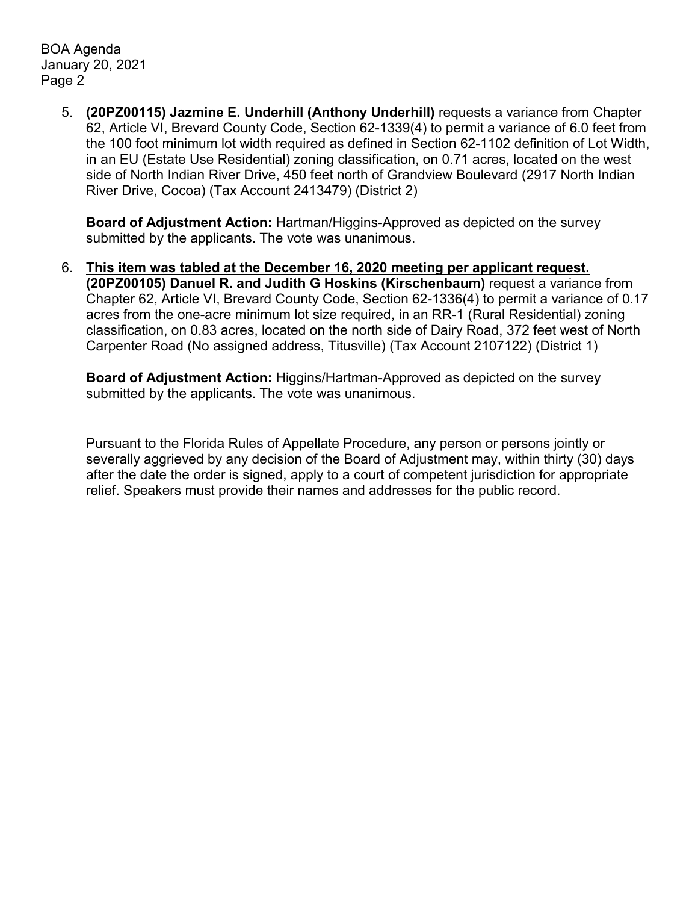5. **(20PZ00115) Jazmine E. Underhill (Anthony Underhill)** requests a variance from Chapter 62, Article VI, Brevard County Code, Section 62-1339(4) to permit a variance of 6.0 feet from the 100 foot minimum lot width required as defined in Section 62-1102 definition of Lot Width, in an EU (Estate Use Residential) zoning classification, on 0.71 acres, located on the west side of North Indian River Drive, 450 feet north of Grandview Boulevard (2917 North Indian River Drive, Cocoa) (Tax Account 2413479) (District 2)

   **Board of Adjustment Action:** Hartman/Higgins-Approved as depicted on the survey submitted by the applicants. The vote was unanimous.

6. **<u>This item was tabled at the December 16, 2020 meeting per applicant request.</u>** **(20PZ00105) Danuel R. and Judith G Hoskins (Kirschenbaum)** request a variance from Chapter 62, Article VI, Brevard County Code, Section 62-1336(4) to permit a variance of 0.17 acres from the one-acre minimum lot size required, in an RR-1 (Rural Residential) zoning classification, on 0.83 acres, located on the north side of Dairy Road, 372 feet west of North Carpenter Road (No assigned address, Titusville) (Tax Account 2107122) (District 1)

   **Board of Adjustment Action:** Higgins/Hartman-Approved as depicted on the survey submitted by the applicants. The vote was unanimous.

Pursuant to the Florida Rules of Appellate Procedure, any person or persons jointly or severally aggrieved by any decision of the Board of Adjustment may, within thirty (30) days after the date the order is signed, apply to a court of competent jurisdiction for appropriate relief. Speakers must provide their names and addresses for the public record.